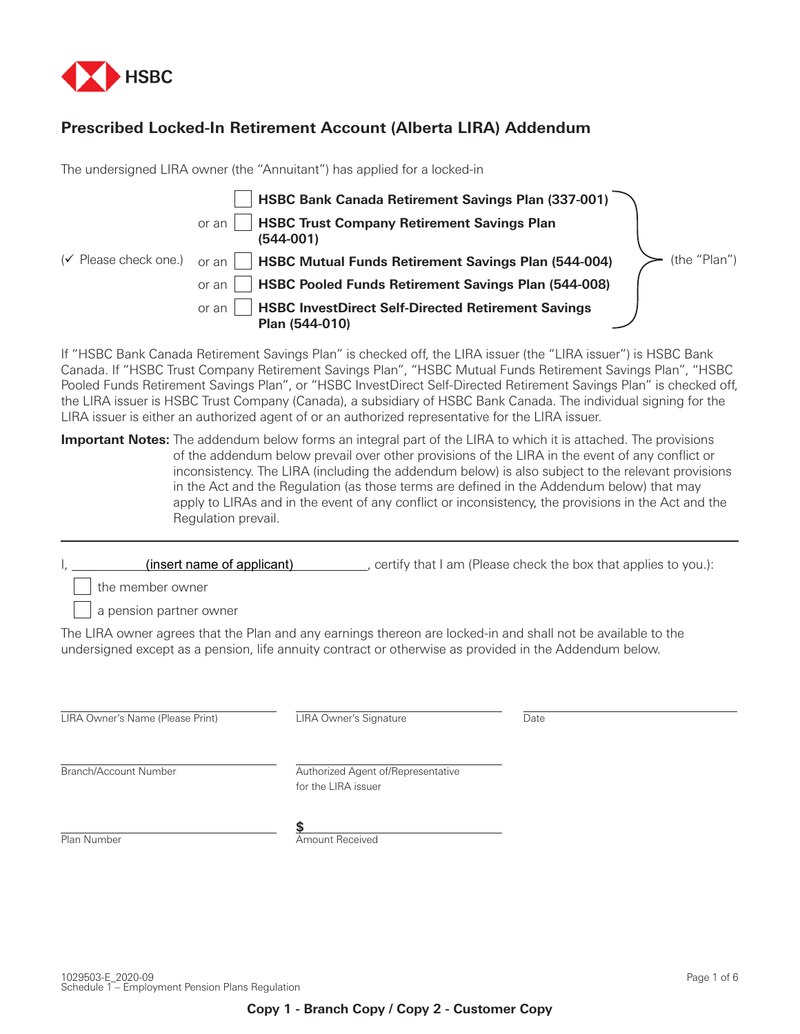HSBC

# Prescribed Locked-In Retirement Account (Alberta LIRA) Addendum

The undersigned LIRA owner (the "Annuitant") has applied for a locked-in

(✓ Please check one.)

- ☐ **HSBC Bank Canada Retirement Savings Plan (337-001)**
- or an ☐ **HSBC Trust Company Retirement Savings Plan (544-001)**
- or an ☐ **HSBC Mutual Funds Retirement Savings Plan (544-004)**
- or an ☐ **HSBC Pooled Funds Retirement Savings Plan (544-008)**
- or an ☐ **HSBC InvestDirect Self-Directed Retirement Savings Plan (544-010)**

(the "Plan")

If "HSBC Bank Canada Retirement Savings Plan" is checked off, the LIRA issuer (the "LIRA issuer") is HSBC Bank Canada. If "HSBC Trust Company Retirement Savings Plan", "HSBC Mutual Funds Retirement Savings Plan", "HSBC Pooled Funds Retirement Savings Plan", or "HSBC InvestDirect Self-Directed Retirement Savings Plan" is checked off, the LIRA issuer is HSBC Trust Company (Canada), a subsidiary of HSBC Bank Canada. The individual signing for the LIRA issuer is either an authorized agent of or an authorized representative for the LIRA issuer.

**Important Notes:** The addendum below forms an integral part of the LIRA to which it is attached. The provisions of the addendum below prevail over other provisions of the LIRA in the event of any conflict or inconsistency. The LIRA (including the addendum below) is also subject to the relevant provisions in the Act and the Regulation (as those terms are defined in the Addendum below) that may apply to LIRAs and in the event of any conflict or inconsistency, the provisions in the Act and the Regulation prevail.

---

I, ____________(insert name of applicant)____________, certify that I am (Please check the box that applies to you.):

- ☐ the member owner
- ☐ a pension partner owner

The LIRA owner agrees that the Plan and any earnings thereon are locked-in and shall not be available to the undersigned except as a pension, life annuity contract or otherwise as provided in the Addendum below.

| | | |
|---|---|---|
| LIRA Owner's Name (Please Print) | LIRA Owner's Signature | Date |
| Branch/Account Number | Authorized Agent of/Representative for the LIRA issuer | |
| Plan Number | $ Amount Received | |

1029503-E_2020-09
Schedule 1 – Employment Pension Plans Regulation

**Copy 1 - Branch Copy / Copy 2 - Customer Copy**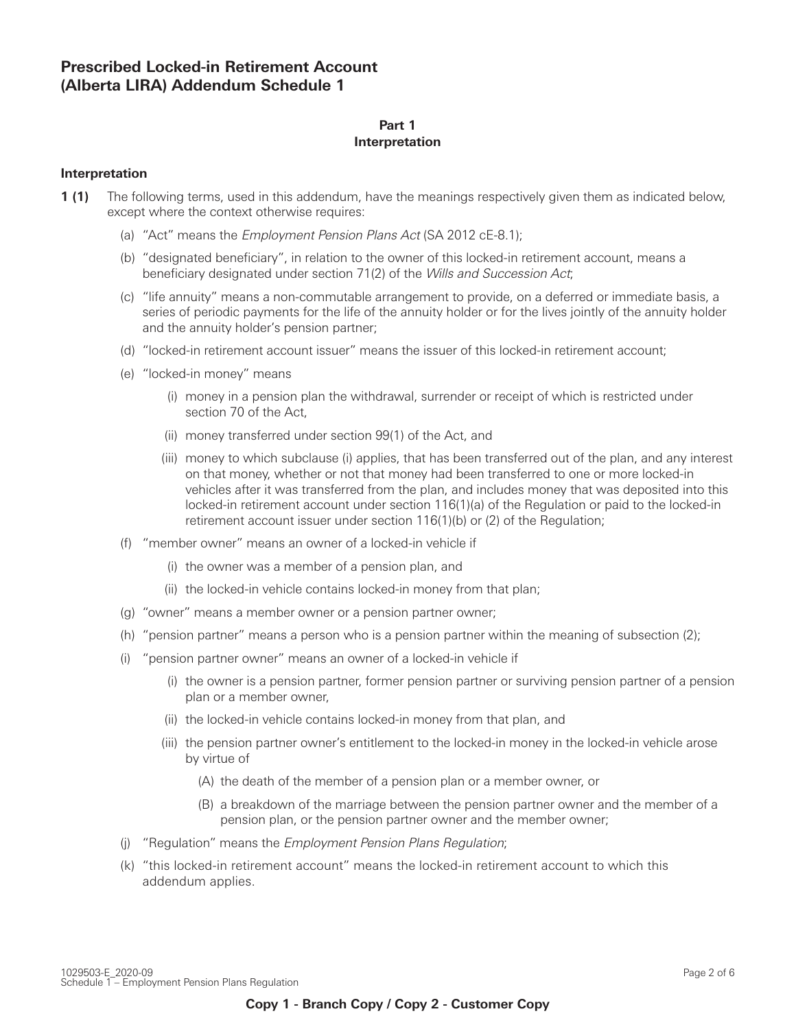## Prescribed Locked-in Retirement Account (Alberta LIRA) Addendum Schedule 1

**Part 1**
**Interpretation**

### Interpretation

**1 (1)** The following terms, used in this addendum, have the meanings respectively given them as indicated below, except where the context otherwise requires:

- (a) "Act" means the *Employment Pension Plans Act* (SA 2012 cE-8.1);
- (b) "designated beneficiary", in relation to the owner of this locked-in retirement account, means a beneficiary designated under section 71(2) of the *Wills and Succession Act*;
- (c) "life annuity" means a non-commutable arrangement to provide, on a deferred or immediate basis, a series of periodic payments for the life of the annuity holder or for the lives jointly of the annuity holder and the annuity holder's pension partner;
- (d) "locked-in retirement account issuer" means the issuer of this locked-in retirement account;
- (e) "locked-in money" means
  - (i) money in a pension plan the withdrawal, surrender or receipt of which is restricted under section 70 of the Act,
  - (ii) money transferred under section 99(1) of the Act, and
  - (iii) money to which subclause (i) applies, that has been transferred out of the plan, and any interest on that money, whether or not that money had been transferred to one or more locked-in vehicles after it was transferred from the plan, and includes money that was deposited into this locked-in retirement account under section 116(1)(a) of the Regulation or paid to the locked-in retirement account issuer under section 116(1)(b) or (2) of the Regulation;
- (f) "member owner" means an owner of a locked-in vehicle if
  - (i) the owner was a member of a pension plan, and
  - (ii) the locked-in vehicle contains locked-in money from that plan;
- (g) "owner" means a member owner or a pension partner owner;
- (h) "pension partner" means a person who is a pension partner within the meaning of subsection (2);
- (i) "pension partner owner" means an owner of a locked-in vehicle if
  - (i) the owner is a pension partner, former pension partner or surviving pension partner of a pension plan or a member owner,
  - (ii) the locked-in vehicle contains locked-in money from that plan, and
  - (iii) the pension partner owner's entitlement to the locked-in money in the locked-in vehicle arose by virtue of
    - (A) the death of the member of a pension plan or a member owner, or
    - (B) a breakdown of the marriage between the pension partner owner and the member of a pension plan, or the pension partner owner and the member owner;
- (j) "Regulation" means the *Employment Pension Plans Regulation*;
- (k) "this locked-in retirement account" means the locked-in retirement account to which this addendum applies.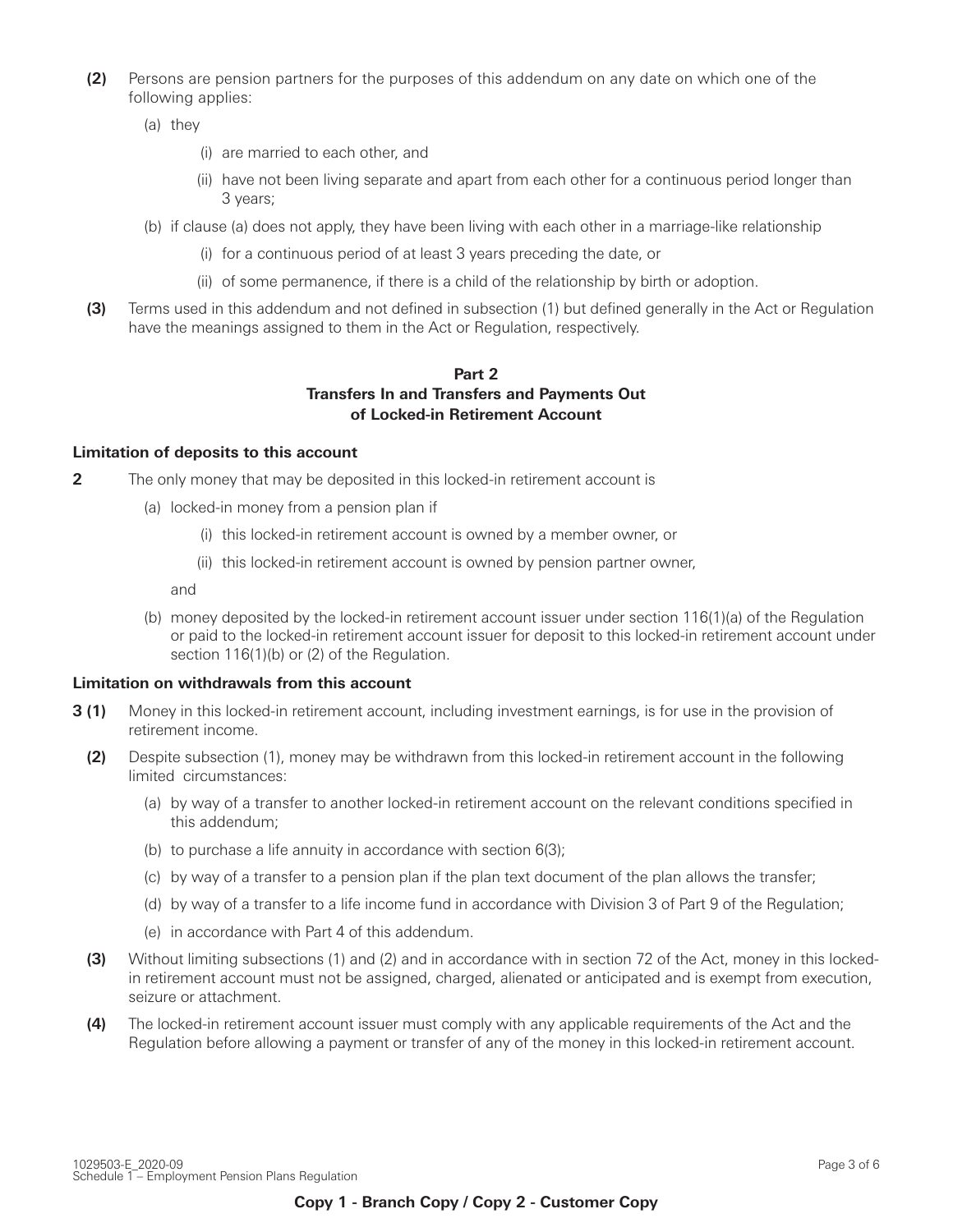**(2)** Persons are pension partners for the purposes of this addendum on any date on which one of the following applies:

(a) they

(i) are married to each other, and

(ii) have not been living separate and apart from each other for a continuous period longer than 3 years;

(b) if clause (a) does not apply, they have been living with each other in a marriage-like relationship

(i) for a continuous period of at least 3 years preceding the date, or

(ii) of some permanence, if there is a child of the relationship by birth or adoption.

**(3)** Terms used in this addendum and not defined in subsection (1) but defined generally in the Act or Regulation have the meanings assigned to them in the Act or Regulation, respectively.

## Part 2
## Transfers In and Transfers and Payments Out of Locked-in Retirement Account

### Limitation of deposits to this account

**2** The only money that may be deposited in this locked-in retirement account is

(a) locked-in money from a pension plan if

(i) this locked-in retirement account is owned by a member owner, or

(ii) this locked-in retirement account is owned by pension partner owner,

and

(b) money deposited by the locked-in retirement account issuer under section 116(1)(a) of the Regulation or paid to the locked-in retirement account issuer for deposit to this locked-in retirement account under section 116(1)(b) or (2) of the Regulation.

### Limitation on withdrawals from this account

**3 (1)** Money in this locked-in retirement account, including investment earnings, is for use in the provision of retirement income.

**(2)** Despite subsection (1), money may be withdrawn from this locked-in retirement account in the following limited circumstances:

(a) by way of a transfer to another locked-in retirement account on the relevant conditions specified in this addendum;

(b) to purchase a life annuity in accordance with section 6(3);

(c) by way of a transfer to a pension plan if the plan text document of the plan allows the transfer;

(d) by way of a transfer to a life income fund in accordance with Division 3 of Part 9 of the Regulation;

(e) in accordance with Part 4 of this addendum.

**(3)** Without limiting subsections (1) and (2) and in accordance with in section 72 of the Act, money in this locked-in retirement account must not be assigned, charged, alienated or anticipated and is exempt from execution, seizure or attachment.

**(4)** The locked-in retirement account issuer must comply with any applicable requirements of the Act and the Regulation before allowing a payment or transfer of any of the money in this locked-in retirement account.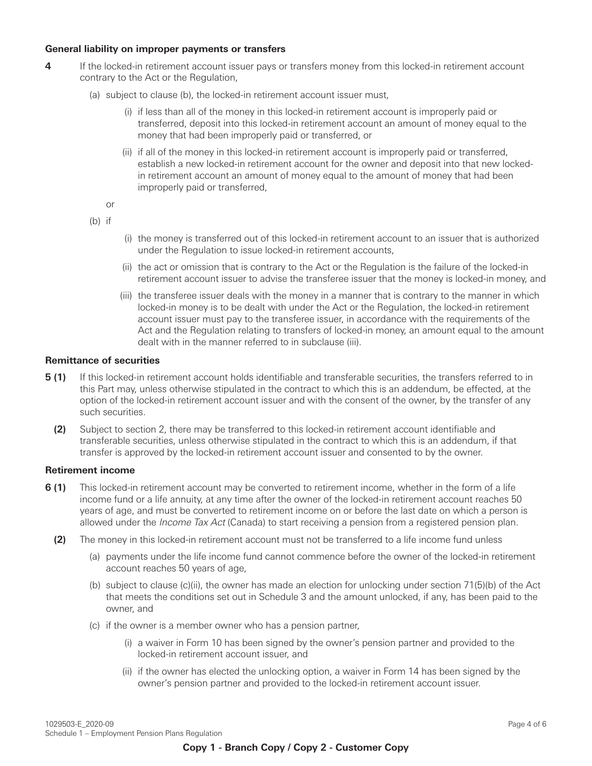**General liability on improper payments or transfers**

**4** If the locked-in retirement account issuer pays or transfers money from this locked-in retirement account contrary to the Act or the Regulation,

(a) subject to clause (b), the locked-in retirement account issuer must,

(i) if less than all of the money in this locked-in retirement account is improperly paid or transferred, deposit into this locked-in retirement account an amount of money equal to the money that had been improperly paid or transferred, or

(ii) if all of the money in this locked-in retirement account is improperly paid or transferred, establish a new locked-in retirement account for the owner and deposit into that new locked-in retirement account an amount of money equal to the amount of money that had been improperly paid or transferred,

or

(b) if

(i) the money is transferred out of this locked-in retirement account to an issuer that is authorized under the Regulation to issue locked-in retirement accounts,

(ii) the act or omission that is contrary to the Act or the Regulation is the failure of the locked-in retirement account issuer to advise the transferee issuer that the money is locked-in money, and

(iii) the transferee issuer deals with the money in a manner that is contrary to the manner in which locked-in money is to be dealt with under the Act or the Regulation, the locked-in retirement account issuer must pay to the transferee issuer, in accordance with the requirements of the Act and the Regulation relating to transfers of locked-in money, an amount equal to the amount dealt with in the manner referred to in subclause (iii).

**Remittance of securities**

**5 (1)** If this locked-in retirement account holds identifiable and transferable securities, the transfers referred to in this Part may, unless otherwise stipulated in the contract to which this is an addendum, be effected, at the option of the locked-in retirement account issuer and with the consent of the owner, by the transfer of any such securities.

**(2)** Subject to section 2, there may be transferred to this locked-in retirement account identifiable and transferable securities, unless otherwise stipulated in the contract to which this is an addendum, if that transfer is approved by the locked-in retirement account issuer and consented to by the owner.

**Retirement income**

**6 (1)** This locked-in retirement account may be converted to retirement income, whether in the form of a life income fund or a life annuity, at any time after the owner of the locked-in retirement account reaches 50 years of age, and must be converted to retirement income on or before the last date on which a person is allowed under the *Income Tax Act* (Canada) to start receiving a pension from a registered pension plan.

**(2)** The money in this locked-in retirement account must not be transferred to a life income fund unless

(a) payments under the life income fund cannot commence before the owner of the locked-in retirement account reaches 50 years of age,

(b) subject to clause (c)(ii), the owner has made an election for unlocking under section 71(5)(b) of the Act that meets the conditions set out in Schedule 3 and the amount unlocked, if any, has been paid to the owner, and

(c) if the owner is a member owner who has a pension partner,

(i) a waiver in Form 10 has been signed by the owner's pension partner and provided to the locked-in retirement account issuer, and

(ii) if the owner has elected the unlocking option, a waiver in Form 14 has been signed by the owner's pension partner and provided to the locked-in retirement account issuer.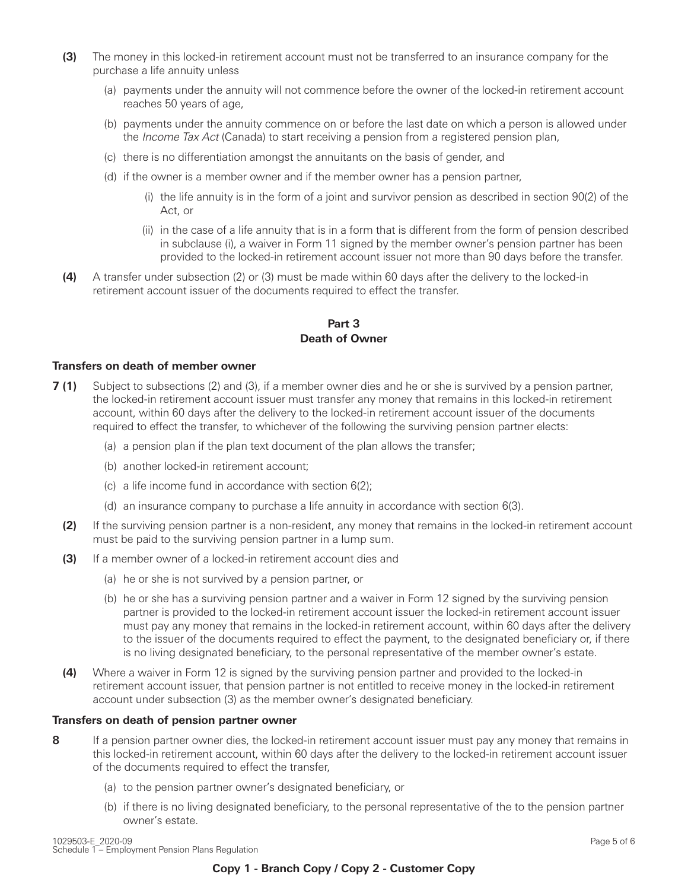**(3)** The money in this locked-in retirement account must not be transferred to an insurance company for the purchase a life annuity unless

(a) payments under the annuity will not commence before the owner of the locked-in retirement account reaches 50 years of age,

(b) payments under the annuity commence on or before the last date on which a person is allowed under the *Income Tax Act* (Canada) to start receiving a pension from a registered pension plan,

(c) there is no differentiation amongst the annuitants on the basis of gender, and

(d) if the owner is a member owner and if the member owner has a pension partner,

(i) the life annuity is in the form of a joint and survivor pension as described in section 90(2) of the Act, or

(ii) in the case of a life annuity that is in a form that is different from the form of pension described in subclause (i), a waiver in Form 11 signed by the member owner's pension partner has been provided to the locked-in retirement account issuer not more than 90 days before the transfer.

**(4)** A transfer under subsection (2) or (3) must be made within 60 days after the delivery to the locked-in retirement account issuer of the documents required to effect the transfer.

## Part 3
## Death of Owner

### Transfers on death of member owner

**7 (1)** Subject to subsections (2) and (3), if a member owner dies and he or she is survived by a pension partner, the locked-in retirement account issuer must transfer any money that remains in this locked-in retirement account, within 60 days after the delivery to the locked-in retirement account issuer of the documents required to effect the transfer, to whichever of the following the surviving pension partner elects:

(a) a pension plan if the plan text document of the plan allows the transfer;

(b) another locked-in retirement account;

(c) a life income fund in accordance with section 6(2);

(d) an insurance company to purchase a life annuity in accordance with section 6(3).

**(2)** If the surviving pension partner is a non-resident, any money that remains in the locked-in retirement account must be paid to the surviving pension partner in a lump sum.

**(3)** If a member owner of a locked-in retirement account dies and

(a) he or she is not survived by a pension partner, or

(b) he or she has a surviving pension partner and a waiver in Form 12 signed by the surviving pension partner is provided to the locked-in retirement account issuer the locked-in retirement account issuer must pay any money that remains in the locked-in retirement account, within 60 days after the delivery to the issuer of the documents required to effect the payment, to the designated beneficiary or, if there is no living designated beneficiary, to the personal representative of the member owner's estate.

**(4)** Where a waiver in Form 12 is signed by the surviving pension partner and provided to the locked-in retirement account issuer, that pension partner is not entitled to receive money in the locked-in retirement account under subsection (3) as the member owner's designated beneficiary.

### Transfers on death of pension partner owner

**8** If a pension partner owner dies, the locked-in retirement account issuer must pay any money that remains in this locked-in retirement account, within 60 days after the delivery to the locked-in retirement account issuer of the documents required to effect the transfer,

(a) to the pension partner owner's designated beneficiary, or

(b) if there is no living designated beneficiary, to the personal representative of the to the pension partner owner's estate.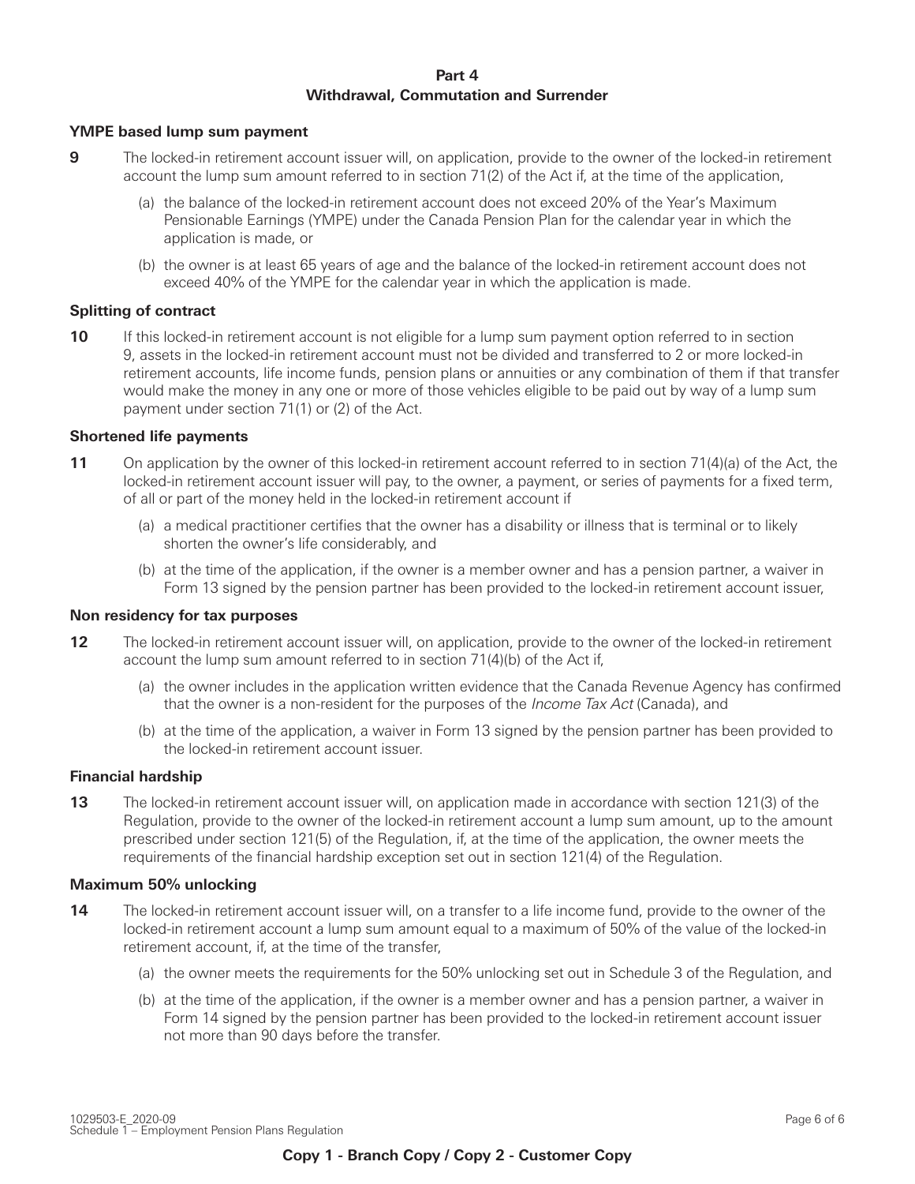## Part 4
## Withdrawal, Commutation and Surrender

### YMPE based lump sum payment

**9** The locked-in retirement account issuer will, on application, provide to the owner of the locked-in retirement account the lump sum amount referred to in section 71(2) of the Act if, at the time of the application,

(a) the balance of the locked-in retirement account does not exceed 20% of the Year's Maximum Pensionable Earnings (YMPE) under the Canada Pension Plan for the calendar year in which the application is made, or

(b) the owner is at least 65 years of age and the balance of the locked-in retirement account does not exceed 40% of the YMPE for the calendar year in which the application is made.

### Splitting of contract

**10** If this locked-in retirement account is not eligible for a lump sum payment option referred to in section 9, assets in the locked-in retirement account must not be divided and transferred to 2 or more locked-in retirement accounts, life income funds, pension plans or annuities or any combination of them if that transfer would make the money in any one or more of those vehicles eligible to be paid out by way of a lump sum payment under section 71(1) or (2) of the Act.

### Shortened life payments

**11** On application by the owner of this locked-in retirement account referred to in section 71(4)(a) of the Act, the locked-in retirement account issuer will pay, to the owner, a payment, or series of payments for a fixed term, of all or part of the money held in the locked-in retirement account if

(a) a medical practitioner certifies that the owner has a disability or illness that is terminal or to likely shorten the owner's life considerably, and

(b) at the time of the application, if the owner is a member owner and has a pension partner, a waiver in Form 13 signed by the pension partner has been provided to the locked-in retirement account issuer,

### Non residency for tax purposes

**12** The locked-in retirement account issuer will, on application, provide to the owner of the locked-in retirement account the lump sum amount referred to in section 71(4)(b) of the Act if,

(a) the owner includes in the application written evidence that the Canada Revenue Agency has confirmed that the owner is a non-resident for the purposes of the *Income Tax Act* (Canada), and

(b) at the time of the application, a waiver in Form 13 signed by the pension partner has been provided to the locked-in retirement account issuer.

### Financial hardship

**13** The locked-in retirement account issuer will, on application made in accordance with section 121(3) of the Regulation, provide to the owner of the locked-in retirement account a lump sum amount, up to the amount prescribed under section 121(5) of the Regulation, if, at the time of the application, the owner meets the requirements of the financial hardship exception set out in section 121(4) of the Regulation.

### Maximum 50% unlocking

**14** The locked-in retirement account issuer will, on a transfer to a life income fund, provide to the owner of the locked-in retirement account a lump sum amount equal to a maximum of 50% of the value of the locked-in retirement account, if, at the time of the transfer,

(a) the owner meets the requirements for the 50% unlocking set out in Schedule 3 of the Regulation, and

(b) at the time of the application, if the owner is a member owner and has a pension partner, a waiver in Form 14 signed by the pension partner has been provided to the locked-in retirement account issuer not more than 90 days before the transfer.

1029503-E_2020-09
Schedule 1 – Employment Pension Plans Regulation

**Copy 1 - Branch Copy / Copy 2 - Customer Copy**